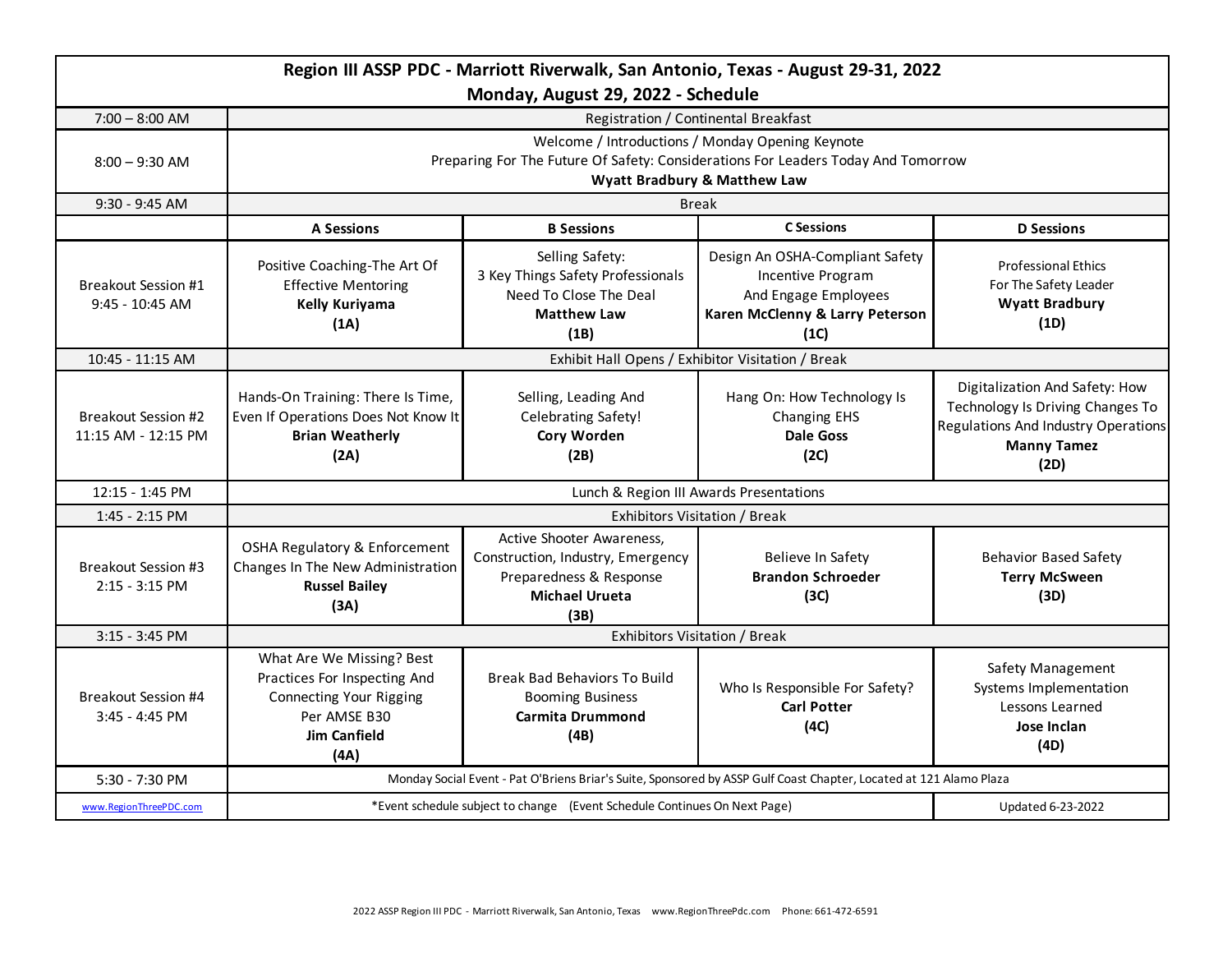## Region III ASSP PDC - Marriott Riverwalk, San Antonio, Texas - August 29-31, 2022

### Monday, August 29, 2022 - Schedule

| Time | A Sessions | B Sessions | C Sessions | D Sessions |
|---|---|---|---|---|
| 7:00 – 8:00 AM | Registration / Continental Breakfast | | | |
| 8:00 – 9:30 AM | Welcome / Introductions / Monday Opening Keynote<br>Preparing For The Future Of Safety: Considerations For Leaders Today And Tomorrow<br>**Wyatt Bradbury & Matthew Law** | | | |
| 9:30 - 9:45 AM | Break | | | |
| Breakout Session #1<br>9:45 - 10:45 AM | Positive Coaching-The Art Of Effective Mentoring<br>**Kelly Kuriyama**<br>**(1A)** | Selling Safety:<br>3 Key Things Safety Professionals Need To Close The Deal<br>**Matthew Law**<br>**(1B)** | Design An OSHA-Compliant Safety Incentive Program And Engage Employees<br>**Karen McClenny & Larry Peterson**<br>**(1C)** | Professional Ethics For The Safety Leader<br>**Wyatt Bradbury**<br>**(1D)** |
| 10:45 - 11:15 AM | Exhibit Hall Opens / Exhibitor Visitation / Break | | | |
| Breakout Session #2<br>11:15 AM - 12:15 PM | Hands-On Training: There Is Time, Even If Operations Does Not Know It<br>**Brian Weatherly**<br>**(2A)** | Selling, Leading And Celebrating Safety!<br>**Cory Worden**<br>**(2B)** | Hang On: How Technology Is Changing EHS<br>**Dale Goss**<br>**(2C)** | Digitalization And Safety: How Technology Is Driving Changes To Regulations And Industry Operations<br>**Manny Tamez**<br>**(2D)** |
| 12:15 - 1:45 PM | Lunch & Region III Awards Presentations | | | |
| 1:45 - 2:15 PM | Exhibitors Visitation / Break | | | |
| Breakout Session #3<br>2:15 - 3:15 PM | OSHA Regulatory & Enforcement Changes In The New Administration<br>**Russel Bailey**<br>**(3A)** | Active Shooter Awareness, Construction, Industry, Emergency Preparedness & Response<br>**Michael Urueta**<br>**(3B)** | Believe In Safety<br>**Brandon Schroeder**<br>**(3C)** | Behavior Based Safety<br>**Terry McSween**<br>**(3D)** |
| 3:15 - 3:45 PM | Exhibitors Visitation / Break | | | |
| Breakout Session #4<br>3:45 - 4:45 PM | What Are We Missing? Best Practices For Inspecting And Connecting Your Rigging Per AMSE B30<br>**Jim Canfield**<br>**(4A)** | Break Bad Behaviors To Build Booming Business<br>**Carmita Drummond**<br>**(4B)** | Who Is Responsible For Safety?<br>**Carl Potter**<br>**(4C)** | Safety Management Systems Implementation Lessons Learned<br>**Jose Inclan**<br>**(4D)** |
| 5:30 - 7:30 PM | Monday Social Event - Pat O'Briens Briar's Suite, Sponsored by ASSP Gulf Coast Chapter, Located at 121 Alamo Plaza | | | |
| www.RegionThreePDC.com | *Event schedule subject to change (Event Schedule Continues On Next Page) | | | Updated 6-23-2022 |

2022 ASSP Region III PDC - Marriott Riverwalk, San Antonio, Texas www.RegionThreePdc.com Phone: 661-472-6591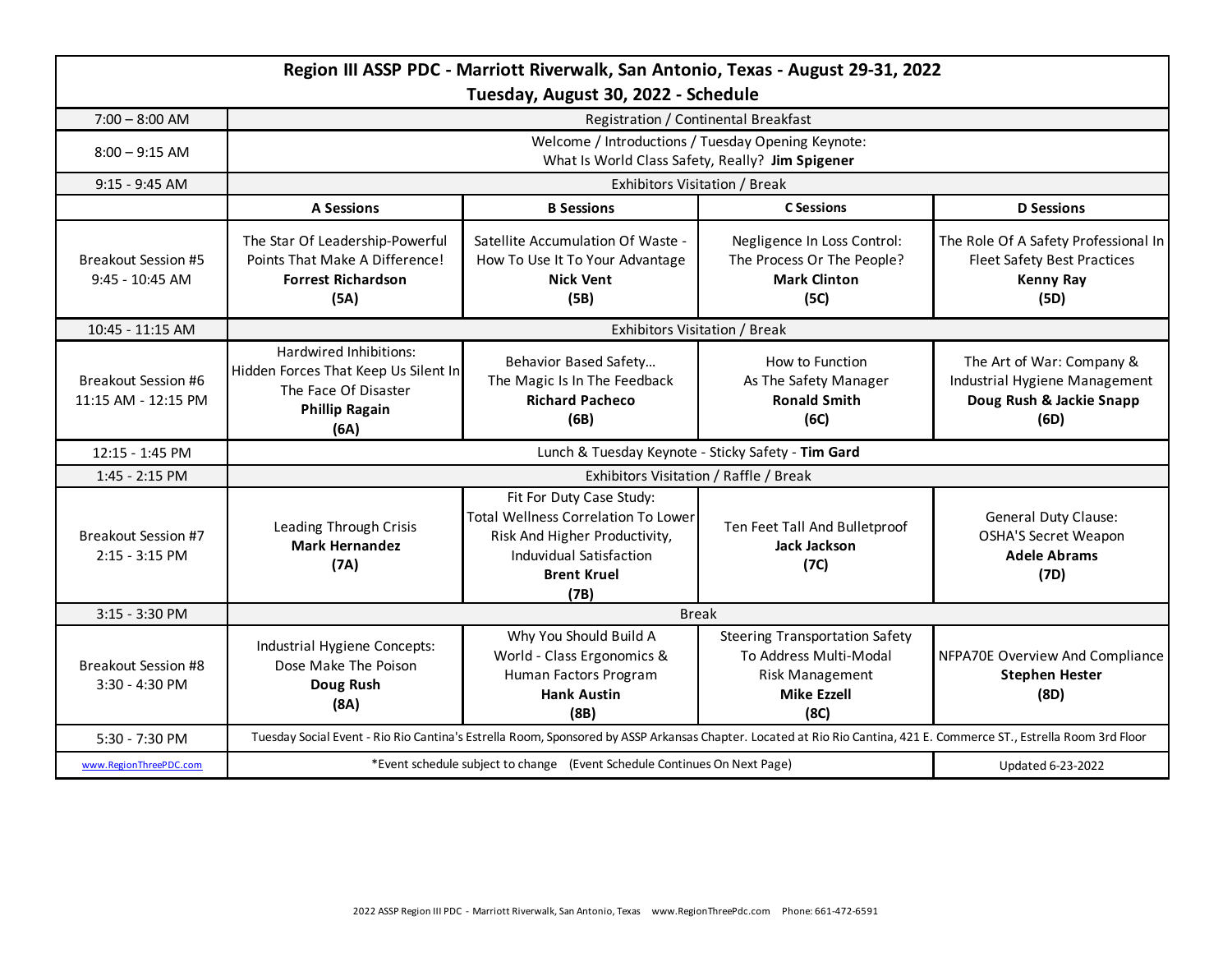## Region III ASSP PDC - Marriott Riverwalk, San Antonio, Texas - August 29-31, 2022

### Tuesday, August 30, 2022 - Schedule

| Time | A Sessions | B Sessions | C Sessions | D Sessions |
|---|---|---|---|---|
| 7:00 – 8:00 AM | Registration / Continental Breakfast | | | |
| 8:00 – 9:15 AM | Welcome / Introductions / Tuesday Opening Keynote: What Is World Class Safety, Really? **Jim Spigener** | | | |
| 9:15 - 9:45 AM | Exhibitors Visitation / Break | | | |
| Breakout Session #5 9:45 - 10:45 AM | The Star Of Leadership-Powerful Points That Make A Difference! **Forrest Richardson** **(5A)** | Satellite Accumulation Of Waste - How To Use It To Your Advantage **Nick Vent** **(5B)** | Negligence In Loss Control: The Process Or The People? **Mark Clinton** **(5C)** | The Role Of A Safety Professional In Fleet Safety Best Practices **Kenny Ray** **(5D)** |
| 10:45 - 11:15 AM | Exhibitors Visitation / Break | | | |
| Breakout Session #6 11:15 AM - 12:15 PM | Hardwired Inhibitions: Hidden Forces That Keep Us Silent In The Face Of Disaster **Phillip Ragain** **(6A)** | Behavior Based Safety… The Magic Is In The Feedback **Richard Pacheco** **(6B)** | How to Function As The Safety Manager **Ronald Smith** **(6C)** | The Art of War: Company & Industrial Hygiene Management **Doug Rush & Jackie Snapp** **(6D)** |
| 12:15 - 1:45 PM | Lunch & Tuesday Keynote - Sticky Safety - **Tim Gard** | | | |
| 1:45 - 2:15 PM | Exhibitors Visitation / Raffle / Break | | | |
| Breakout Session #7 2:15 - 3:15 PM | Leading Through Crisis **Mark Hernandez** **(7A)** | Fit For Duty Case Study: Total Wellness Correlation To Lower Risk And Higher Productivity, Induvidual Satisfaction **Brent Kruel** **(7B)** | Ten Feet Tall And Bulletproof **Jack Jackson** **(7C)** | General Duty Clause: OSHA'S Secret Weapon **Adele Abrams** **(7D)** |
| 3:15 - 3:30 PM | Break | | | |
| Breakout Session #8 3:30 - 4:30 PM | Industrial Hygiene Concepts: Dose Make The Poison **Doug Rush** **(8A)** | Why You Should Build A World - Class Ergonomics & Human Factors Program **Hank Austin** **(8B)** | Steering Transportation Safety To Address Multi-Modal Risk Management **Mike Ezzell** **(8C)** | NFPA70E Overview And Compliance **Stephen Hester** **(8D)** |
| 5:30 - 7:30 PM | Tuesday Social Event - Rio Rio Cantina's Estrella Room, Sponsored by ASSP Arkansas Chapter. Located at Rio Rio Cantina, 421 E. Commerce ST., Estrella Room 3rd Floor | | | |
| www.RegionThreePDC.com | *Event schedule subject to change (Event Schedule Continues On Next Page) | | | Updated 6-23-2022 |

2022 ASSP Region III PDC - Marriott Riverwalk, San Antonio, Texas www.RegionThreePdc.com Phone: 661-472-6591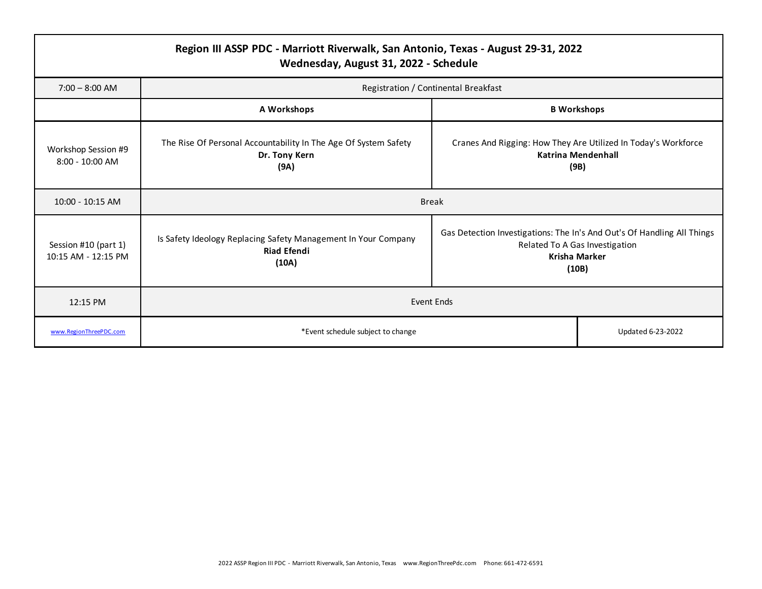## Region III ASSP PDC - Marriott Riverwalk, San Antonio, Texas - August 29-31, 2022
## Wednesday, August 31, 2022 - Schedule

| | | |
|---|---|---|
| 7:00 – 8:00 AM | Registration / Continental Breakfast | |
| | **A Workshops** | **B Workshops** |
| Workshop Session #9<br>8:00 - 10:00 AM | The Rise Of Personal Accountability In The Age Of System Safety<br>**Dr. Tony Kern**<br>**(9A)** | Cranes And Rigging: How They Are Utilized In Today's Workforce<br>**Katrina Mendenhall**<br>**(9B)** |
| 10:00 - 10:15 AM | Break | |
| Session #10 (part 1)<br>10:15 AM - 12:15 PM | Is Safety Ideology Replacing Safety Management In Your Company<br>**Riad Efendi**<br>**(10A)** | Gas Detection Investigations: The In's And Out's Of Handling All Things Related To A Gas Investigation<br>**Krisha Marker**<br>**(10B)** |
| 12:15 PM | Event Ends | |
| www.RegionThreePDC.com | *Event schedule subject to change | Updated 6-23-2022 |

2022 ASSP Region III PDC - Marriott Riverwalk, San Antonio, Texas www.RegionThreePdc.com Phone: 661-472-6591